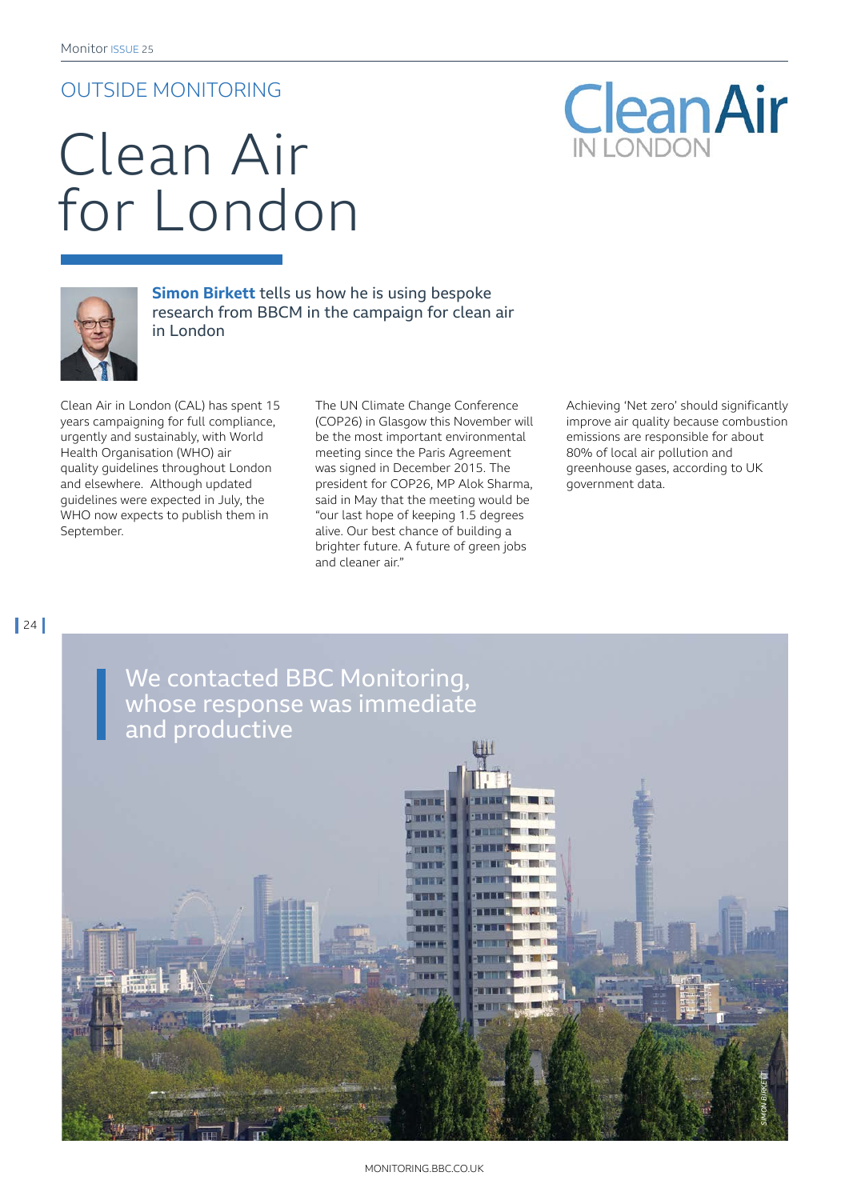OUTSIDE MONITORING

# Clean Air for London

**Simon Birkett** tells us how he is using bespoke research from BBCM in the campaign for clean air in London

Clean Air in London (CAL) has spent 15 years campaigning for full compliance, urgently and sustainably, with World Health Organisation (WHO) air quality guidelines throughout London and elsewhere. Although updated guidelines were expected in July, the WHO now expects to publish them in September.

The UN Climate Change Conference (COP26) in Glasgow this November will be the most important environmental meeting since the Paris Agreement was signed in December 2015. The president for COP26, MP Alok Sharma, said in May that the meeting would be "our last hope of keeping 1.5 degrees alive. Our best chance of building a brighter future. A future of green jobs and cleaner air."

Achieving 'Net zero' should significantly improve air quality because combustion emissions are responsible for about 80% of local air pollution and greenhouse gases, according to UK government data.

> We contacted BBC Monitoring, whose response was immediate and productive

SIMON BIRKETT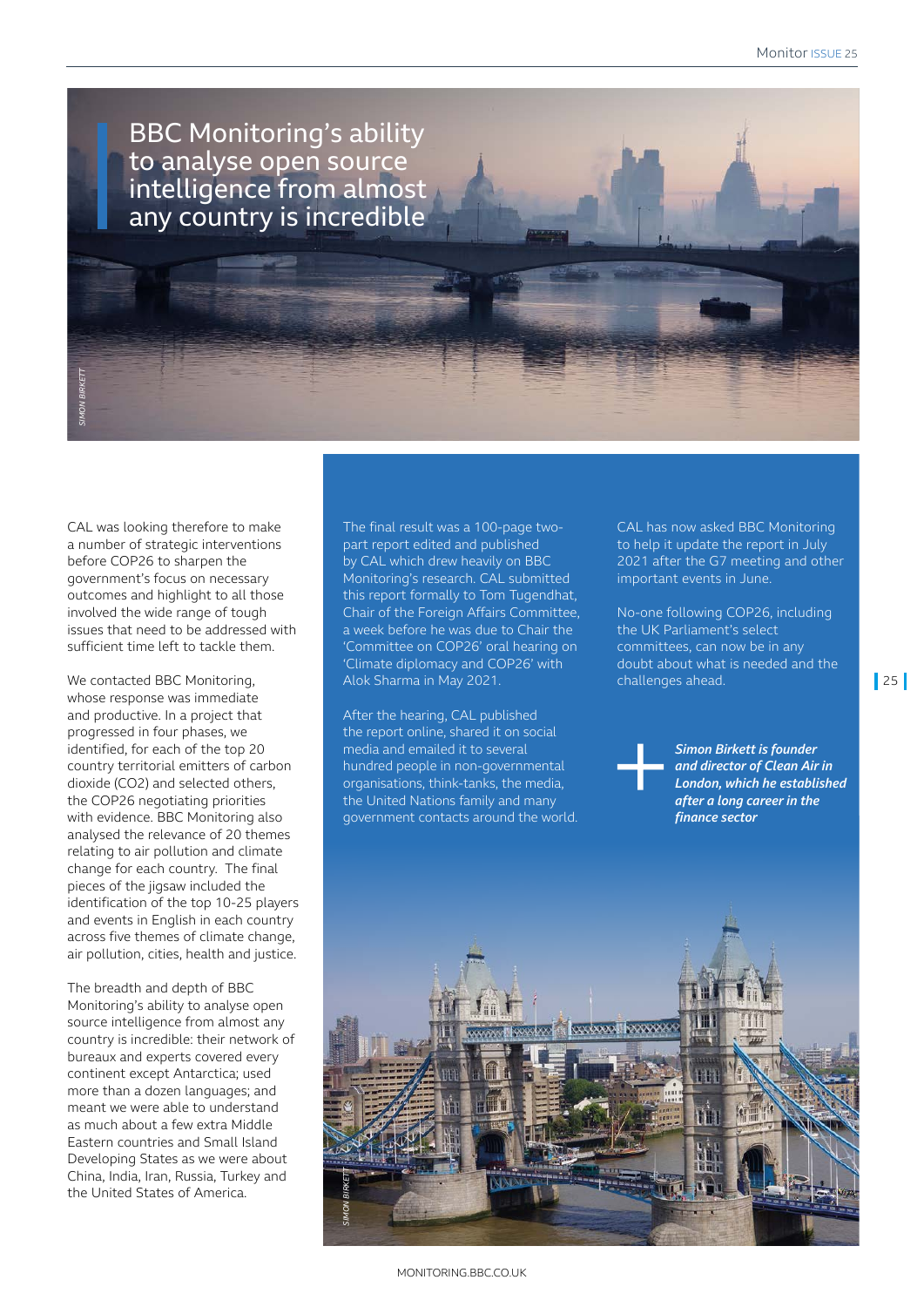## BBC Monitoring's ability to analyse open source intelligence from almost any country is incredible

CAL was looking therefore to make a number of strategic interventions before COP26 to sharpen the government's focus on necessary outcomes and highlight to all those involved the wide range of tough issues that need to be addressed with sufficient time left to tackle them.

We contacted BBC Monitoring, whose response was immediate and productive. In a project that progressed in four phases, we identified, for each of the top 20 country territorial emitters of carbon dioxide ($CO_2$) and selected others, the COP26 negotiating priorities with evidence. BBC Monitoring also analysed the relevance of 20 themes relating to air pollution and climate change for each country. The final pieces of the jigsaw included the identification of the top 10-25 players and events in English in each country across five themes of climate change, air pollution, cities, health and justice.

The breadth and depth of BBC Monitoring's ability to analyse open source intelligence from almost any country is incredible: their network of bureaux and experts covered every continent except Antarctica; used more than a dozen languages; and meant we were able to understand as much about a few extra Middle Eastern countries and Small Island Developing States as we were about China, India, Iran, Russia, Turkey and the United States of America.

The final result was a 100-page two-part report edited and published by CAL which drew heavily on BBC Monitoring's research. CAL submitted this report formally to Tom Tugendhat, Chair of the Foreign Affairs Committee, a week before he was due to Chair the 'Committee on COP26' oral hearing on 'Climate diplomacy and COP26' with Alok Sharma in May 2021.

After the hearing, CAL published the report online, shared it on social media and emailed it to several hundred people in non-governmental organisations, think-tanks, the media, the United Nations family and many government contacts around the world.

CAL has now asked BBC Monitoring to help it update the report in July 2021 after the G7 meeting and other important events in June.

No-one following COP26, including the UK Parliament's select committees, can now be in any doubt about what is needed and the challenges ahead.

***Simon Birkett is founder and director of Clean Air in London, which he established after a long career in the finance sector***

SIMON BIRKETT

SIMON BIRKETT

MONITORING.BBC.CO.UK